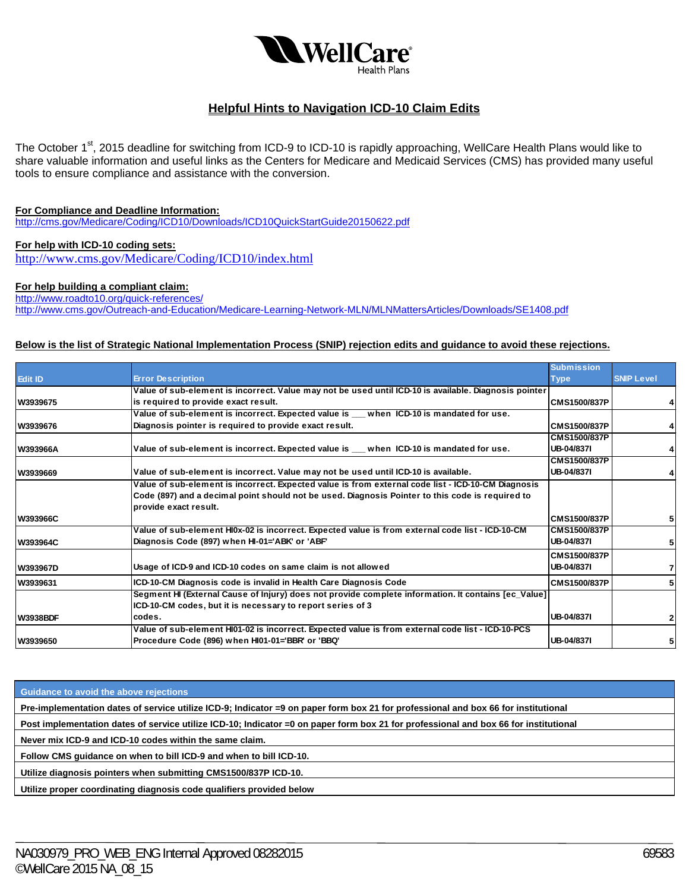WellCare Health Plans

# Helpful Hints to Navigation ICD-10 Claim Edits

The October 1st, 2015 deadline for switching from ICD-9 to ICD-10 is rapidly approaching, WellCare Health Plans would like to share valuable information and useful links as the Centers for Medicare and Medicaid Services (CMS) has provided many useful tools to ensure compliance and assistance with the conversion.

**For Compliance and Deadline Information:**
http://cms.gov/Medicare/Coding/ICD10/Downloads/ICD10QuickStartGuide20150622.pdf

**For help with ICD-10 coding sets:**
http://www.cms.gov/Medicare/Coding/ICD10/index.html

**For help building a compliant claim:**
http://www.roadto10.org/quick-references/
http://www.cms.gov/Outreach-and-Education/Medicare-Learning-Network-MLN/MLNMattersArticles/Downloads/SE1408.pdf

**Below is the list of Strategic National Implementation Process (SNIP) rejection edits and guidance to avoid these rejections.**

| Edit ID | Error Description | Submission Type | SNIP Level |
|---|---|---|---|
| W3939675 | Value of sub-element is incorrect. Value may not be used until ICD-10 is available. Diagnosis pointer is required to provide exact result. | CMS1500/837P | 4 |
| W3939676 | Value of sub-element is incorrect. Expected value is ___ when ICD-10 is mandated for use. Diagnosis pointer is required to provide exact result. | CMS1500/837P | 4 |
| W393966A | Value of sub-element is incorrect. Expected value is ___ when ICD-10 is mandated for use. | CMS1500/837P UB-04/837I | 4 |
| W3939669 | Value of sub-element is incorrect. Value may not be used until ICD-10 is available. | CMS1500/837P UB-04/837I | 4 |
| W393966C | Value of sub-element is incorrect. Expected value is from external code list - ICD-10-CM Diagnosis Code (897) and a decimal point should not be used. Diagnosis Pointer to this code is required to provide exact result. | CMS1500/837P | 5 |
| W393964C | Value of sub-element HI0x-02 is incorrect. Expected value is from external code list - ICD-10-CM Diagnosis Code (897) when HI-01='ABK' or 'ABF' | CMS1500/837P UB-04/837I | 5 |
| W393967D | Usage of ICD-9 and ICD-10 codes on same claim is not allowed | CMS1500/837P UB-04/837I | 7 |
| W3939631 | ICD-10-CM Diagnosis code is invalid in Health Care Diagnosis Code | CMS1500/837P | 5 |
| W3938BDF | Segment HI (External Cause of Injury) does not provide complete information. It contains [ec_Value] ICD-10-CM codes, but it is necessary to report series of 3 codes. | UB-04/837I | 2 |
| W3939650 | Value of sub-element HI01-02 is incorrect. Expected value is from external code list - ICD-10-PCS Procedure Code (896) when HI01-01='BBR' or 'BBQ' | UB-04/837I | 5 |

| Guidance to avoid the above rejections |
|---|
| Pre-implementation dates of service utilize ICD-9; Indicator =9 on paper form box 21 for professional and box 66 for institutional |
| Post implementation dates of service utilize ICD-10; Indicator =0 on paper form box 21 for professional and box 66 for institutional |
| Never mix ICD-9 and ICD-10 codes within the same claim. |
| Follow CMS guidance on when to bill ICD-9 and when to bill ICD-10. |
| Utilize diagnosis pointers when submitting CMS1500/837P ICD-10. |
| Utilize proper coordinating diagnosis code qualifiers provided below |

NA030979_PRO_WEB_ENG Internal Approved 08282015
©WellCare 2015 NA_08_15

69583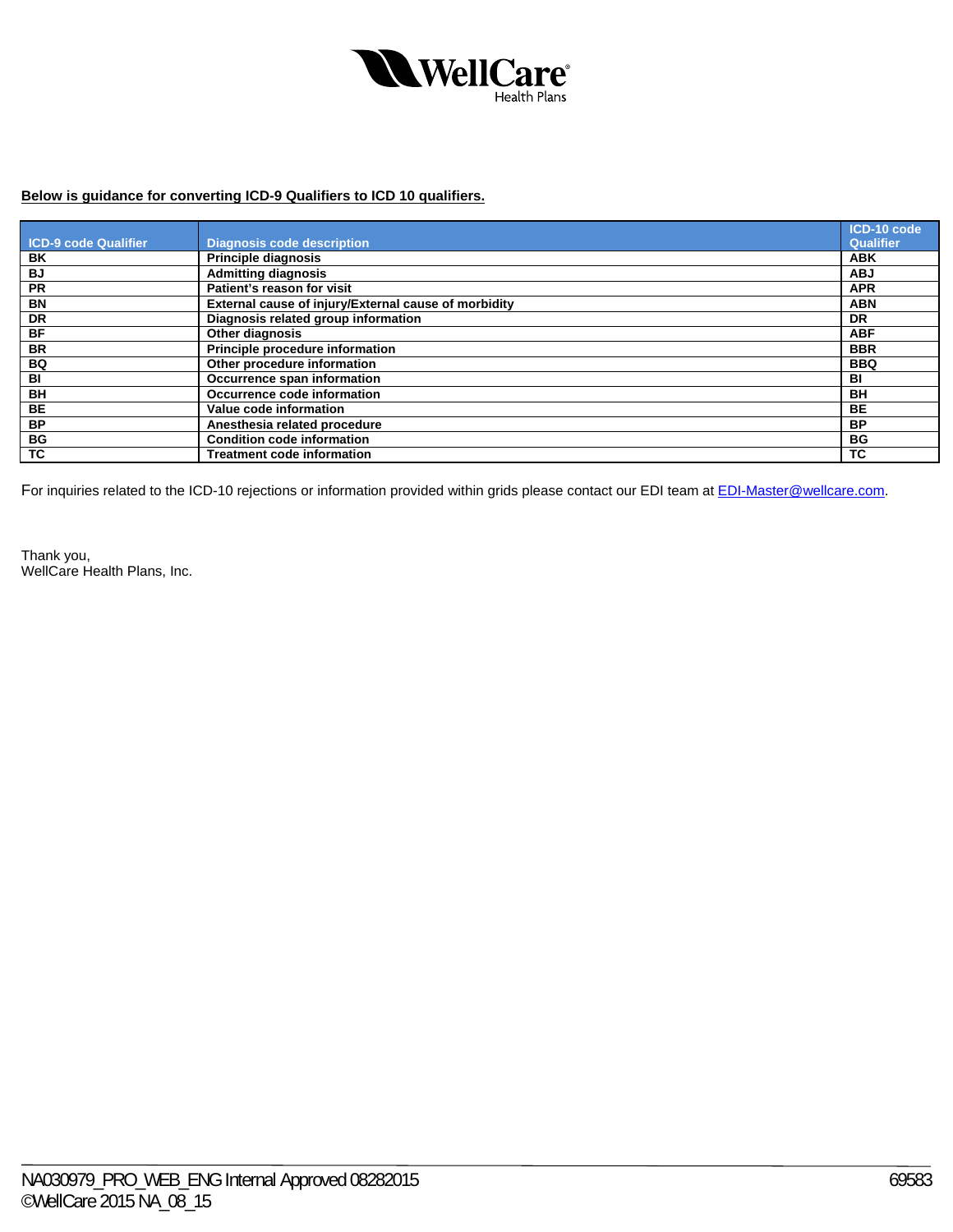**Below is guidance for converting ICD-9 Qualifiers to ICD 10 qualifiers.**

| ICD-9 code Qualifier | Diagnosis code description | ICD-10 code Qualifier |
|---|---|---|
| BK | Principle diagnosis | ABK |
| BJ | Admitting diagnosis | ABJ |
| PR | Patient's reason for visit | APR |
| BN | External cause of injury/External cause of morbidity | ABN |
| DR | Diagnosis related group information | DR |
| BF | Other diagnosis | ABF |
| BR | Principle procedure information | BBR |
| BQ | Other procedure information | BBQ |
| BI | Occurrence span information | BI |
| BH | Occurrence code information | BH |
| BE | Value code information | BE |
| BP | Anesthesia related procedure | BP |
| BG | Condition code information | BG |
| TC | Treatment code information | TC |

For inquiries related to the ICD-10 rejections or information provided within grids please contact our EDI team at EDI-Master@wellcare.com.

Thank you,
WellCare Health Plans, Inc.

NA030979_PRO_WEB_ENG Internal Approved 08282015
©WellCare 2015 NA_08_15

69583